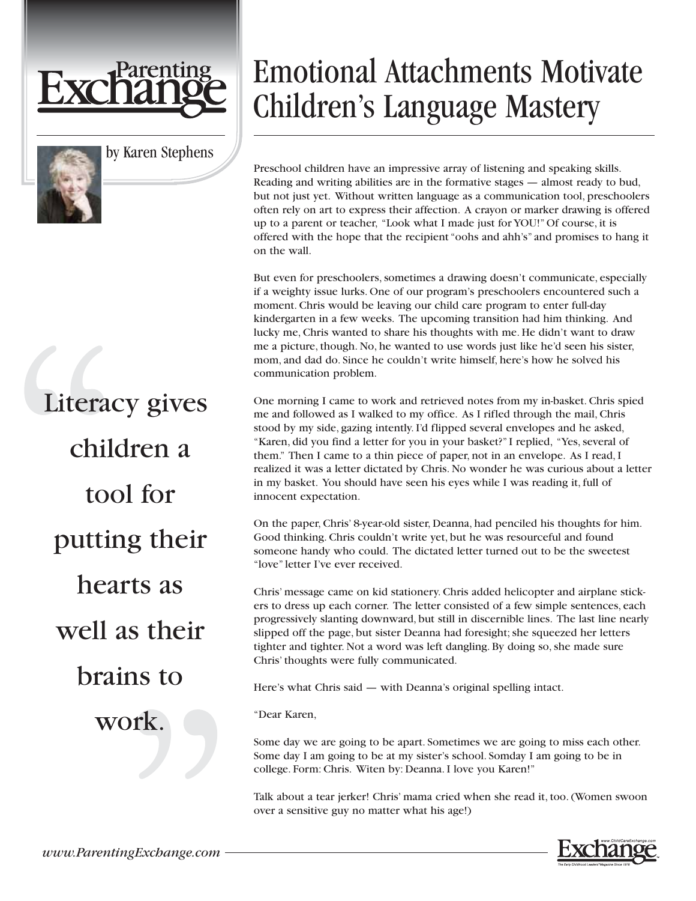# Emotional Attachments Motivate Children's Language Mastery

by Karen Stephens

> Literacy gives children a tool for putting their hearts as well as their brains to work.

Preschool children have an impressive array of listening and speaking skills. Reading and writing abilities are in the formative stages — almost ready to bud, but not just yet. Without written language as a communication tool, preschoolers often rely on art to express their affection. A crayon or marker drawing is offered up to a parent or teacher, "Look what I made just for YOU!" Of course, it is offered with the hope that the recipient "oohs and ahh's" and promises to hang it on the wall.

But even for preschoolers, sometimes a drawing doesn't communicate, especially if a weighty issue lurks. One of our program's preschoolers encountered such a moment. Chris would be leaving our child care program to enter full-day kindergarten in a few weeks. The upcoming transition had him thinking. And lucky me, Chris wanted to share his thoughts with me. He didn't want to draw me a picture, though. No, he wanted to use words just like he'd seen his sister, mom, and dad do. Since he couldn't write himself, here's how he solved his communication problem.

One morning I came to work and retrieved notes from my in-basket. Chris spied me and followed as I walked to my office. As I rifled through the mail, Chris stood by my side, gazing intently. I'd flipped several envelopes and he asked, "Karen, did you find a letter for you in your basket?" I replied, "Yes, several of them." Then I came to a thin piece of paper, not in an envelope. As I read, I realized it was a letter dictated by Chris. No wonder he was curious about a letter in my basket. You should have seen his eyes while I was reading it, full of innocent expectation.

On the paper, Chris' 8-year-old sister, Deanna, had penciled his thoughts for him. Good thinking. Chris couldn't write yet, but he was resourceful and found someone handy who could. The dictated letter turned out to be the sweetest "love" letter I've ever received.

Chris' message came on kid stationery. Chris added helicopter and airplane stickers to dress up each corner. The letter consisted of a few simple sentences, each progressively slanting downward, but still in discernible lines. The last line nearly slipped off the page, but sister Deanna had foresight; she squeezed her letters tighter and tighter. Not a word was left dangling. By doing so, she made sure Chris' thoughts were fully communicated.

Here's what Chris said — with Deanna's original spelling intact.

"Dear Karen,

Some day we are going to be apart. Sometimes we are going to miss each other. Some day I am going to be at my sister's school. Somday I am going to be in college. Form: Chris. Witen by: Deanna. I love you Karen!"

Talk about a tear jerker! Chris' mama cried when she read it, too. (Women swoon over a sensitive guy no matter what his age!)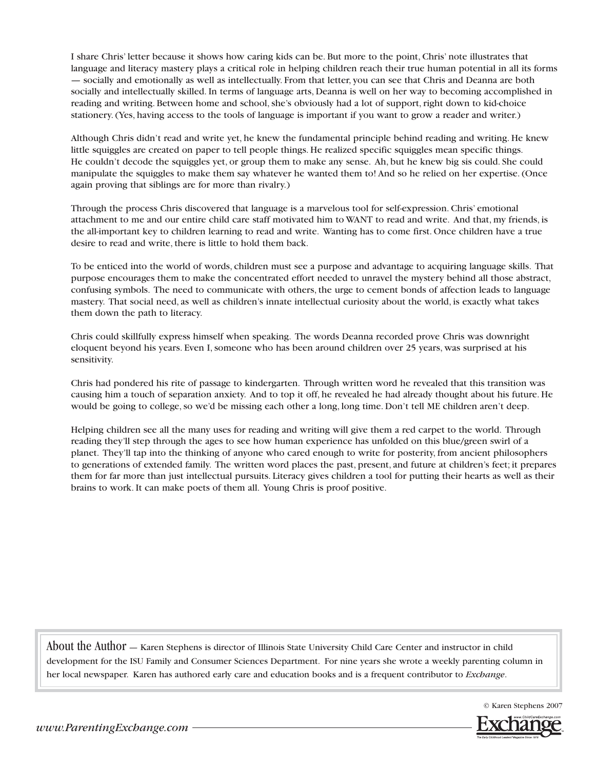I share Chris' letter because it shows how caring kids can be. But more to the point, Chris' note illustrates that language and literacy mastery plays a critical role in helping children reach their true human potential in all its forms — socially and emotionally as well as intellectually. From that letter, you can see that Chris and Deanna are both socially and intellectually skilled. In terms of language arts, Deanna is well on her way to becoming accomplished in reading and writing. Between home and school, she's obviously had a lot of support, right down to kid-choice stationery. (Yes, having access to the tools of language is important if you want to grow a reader and writer.)

Although Chris didn't read and write yet, he knew the fundamental principle behind reading and writing. He knew little squiggles are created on paper to tell people things. He realized specific squiggles mean specific things. He couldn't decode the squiggles yet, or group them to make any sense. Ah, but he knew big sis could. She could manipulate the squiggles to make them say whatever he wanted them to! And so he relied on her expertise. (Once again proving that siblings are for more than rivalry.)

Through the process Chris discovered that language is a marvelous tool for self-expression. Chris' emotional attachment to me and our entire child care staff motivated him to WANT to read and write. And that, my friends, is the all-important key to children learning to read and write. Wanting has to come first. Once children have a true desire to read and write, there is little to hold them back.

To be enticed into the world of words, children must see a purpose and advantage to acquiring language skills. That purpose encourages them to make the concentrated effort needed to unravel the mystery behind all those abstract, confusing symbols. The need to communicate with others, the urge to cement bonds of affection leads to language mastery. That social need, as well as children's innate intellectual curiosity about the world, is exactly what takes them down the path to literacy.

Chris could skillfully express himself when speaking. The words Deanna recorded prove Chris was downright eloquent beyond his years. Even I, someone who has been around children over 25 years, was surprised at his sensitivity.

Chris had pondered his rite of passage to kindergarten. Through written word he revealed that this transition was causing him a touch of separation anxiety. And to top it off, he revealed he had already thought about his future. He would be going to college, so we'd be missing each other a long, long time. Don't tell ME children aren't deep.

Helping children see all the many uses for reading and writing will give them a red carpet to the world. Through reading they'll step through the ages to see how human experience has unfolded on this blue/green swirl of a planet. They'll tap into the thinking of anyone who cared enough to write for posterity, from ancient philosophers to generations of extended family. The written word places the past, present, and future at children's feet; it prepares them for far more than just intellectual pursuits. Literacy gives children a tool for putting their hearts as well as their brains to work. It can make poets of them all. Young Chris is proof positive.

About the Author — Karen Stephens is director of Illinois State University Child Care Center and instructor in child development for the ISU Family and Consumer Sciences Department. For nine years she wrote a weekly parenting column in her local newspaper. Karen has authored early care and education books and is a frequent contributor to *Exchange*.

© Karen Stephens 2007

*www.ParentingExchange.com*